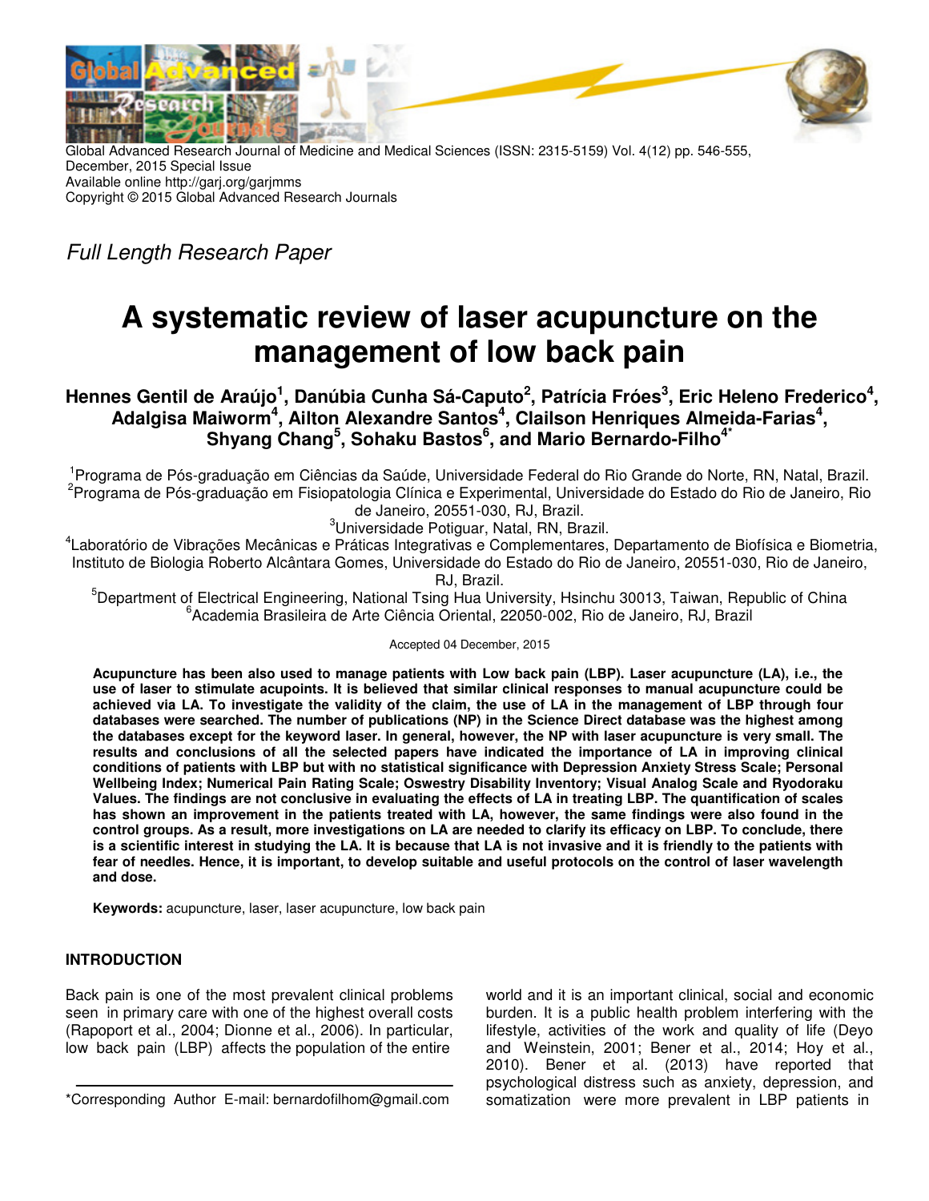Global Advanced Research Journal of Medicine and Medical Sciences (ISSN: 2315-5159) Vol. 4(12) pp. 546-555, December, 2015 Special Issue
Available online http://garj.org/garjmms
Copyright © 2015 Global Advanced Research Journals

*Full Length Research Paper*

# A systematic review of laser acupuncture on the management of low back pain

**Hennes Gentil de Araújo[1], Danúbia Cunha Sá-Caputo[2], Patrícia Fróes[3], Eric Heleno Frederico[4], Adalgisa Maiworm[4], Ailton Alexandre Santos[4], Claílson Henriques Almeida-Farias[4], Shyang Chang[5], Sohaku Bastos[6], and Mario Bernardo-Filho[4*]**

[1]Programa de Pós-graduação em Ciências da Saúde, Universidade Federal do Rio Grande do Norte, RN, Natal, Brazil.
[2]Programa de Pós-graduação em Fisiopatologia Clínica e Experimental, Universidade do Estado do Rio de Janeiro, Rio de Janeiro, 20551-030, RJ, Brazil.
[3]Universidade Potiguar, Natal, RN, Brazil.
[4]Laboratório de Vibrações Mecânicas e Práticas Integrativas e Complementares, Departamento de Biofísica e Biometria, Instituto de Biologia Roberto Alcântara Gomes, Universidade do Estado do Rio de Janeiro, 20551-030, Rio de Janeiro, RJ, Brazil.
[5]Department of Electrical Engineering, National Tsing Hua University, Hsinchu 30013, Taiwan, Republic of China
[6]Academia Brasileira de Arte Ciência Oriental, 22050-002, Rio de Janeiro, RJ, Brazil

Accepted 04 December, 2015

**Acupuncture has been also used to manage patients with Low back pain (LBP). Laser acupuncture (LA), i.e., the use of laser to stimulate acupoints. It is believed that similar clinical responses to manual acupuncture could be achieved via LA. To investigate the validity of the claim, the use of LA in the management of LBP through four databases were searched. The number of publications (NP) in the Science Direct database was the highest among the databases except for the keyword laser. In general, however, the NP with laser acupuncture is very small. The results and conclusions of all the selected papers have indicated the importance of LA in improving clinical conditions of patients with LBP but with no statistical significance with Depression Anxiety Stress Scale; Personal Wellbeing Index; Numerical Pain Rating Scale; Oswestry Disability Inventory; Visual Analog Scale and Ryodoraku Values. The findings are not conclusive in evaluating the effects of LA in treating LBP. The quantification of scales has shown an improvement in the patients treated with LA, however, the same findings were also found in the control groups. As a result, more investigations on LA are needed to clarify its efficacy on LBP. To conclude, there is a scientific interest in studying the LA. It is because that LA is not invasive and it is friendly to the patients with fear of needles. Hence, it is important, to develop suitable and useful protocols on the control of laser wavelength and dose.**

**Keywords:** acupuncture, laser, laser acupuncture, low back pain

## INTRODUCTION

Back pain is one of the most prevalent clinical problems seen in primary care with one of the highest overall costs (Rapopport et al., 2004; Dionne et al., 2006). In particular, low back pain (LBP) affects the population of the entire world and it is an important clinical, social and economic burden. It is a public health problem interfering with the lifestyle, activities of the work and quality of life (Deyo and Weinstein, 2001; Bener et al., 2014; Hoy et al., 2010). Bener et al. (2013) have reported that psychological distress such as anxiety, depression, and somatization were more prevalent in LBP patients in

*Corresponding Author E-mail: bernardofilhom@gmail.com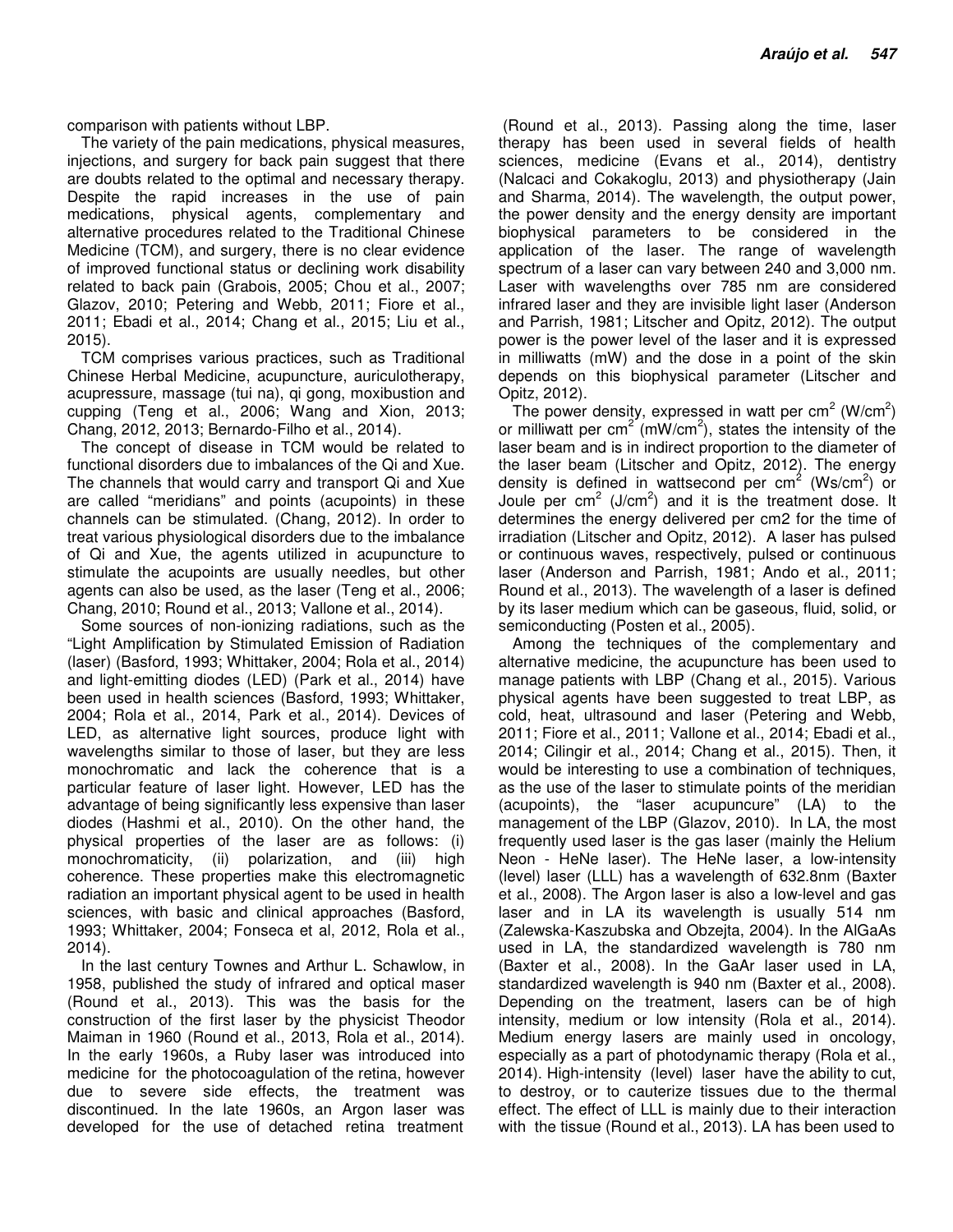comparison with patients without LBP.

The variety of the pain medications, physical measures, injections, and surgery for back pain suggest that there are doubts related to the optimal and necessary therapy. Despite the rapid increases in the use of pain medications, physical agents, complementary and alternative procedures related to the Traditional Chinese Medicine (TCM), and surgery, there is no clear evidence of improved functional status or declining work disability related to back pain (Grabois, 2005; Chou et al., 2007; Glazov, 2010; Petering and Webb, 2011; Fiore et al., 2011; Ebadi et al., 2014; Chang et al., 2015; Liu et al., 2015).

TCM comprises various practices, such as Traditional Chinese Herbal Medicine, acupuncture, auriculotherapy, acupressure, massage (tui na), qi gong, moxibustion and cupping (Teng et al., 2006; Wang and Xion, 2013; Chang, 2012, 2013; Bernardo-Filho et al., 2014).

The concept of disease in TCM would be related to functional disorders due to imbalances of the Qi and Xue. The channels that would carry and transport Qi and Xue are called "meridians" and points (acupoints) in these channels can be stimulated. (Chang, 2012). In order to treat various physiological disorders due to the imbalance of Qi and Xue, the agents utilized in acupuncture to stimulate the acupoints are usually needles, but other agents can also be used, as the laser (Teng et al., 2006; Chang, 2010; Round et al., 2013; Vallone et al., 2014).

Some sources of non-ionizing radiations, such as the "Light Amplification by Stimulated Emission of Radiation (laser) (Basford, 1993; Whittaker, 2004; Rola et al., 2014) and light-emitting diodes (LED) (Park et al., 2014) have been used in health sciences (Basford, 1993; Whittaker, 2004; Rola et al., 2014, Park et al., 2014). Devices of LED, as alternative light sources, produce light with wavelengths similar to those of laser, but they are less monochromatic and lack the coherence that is a particular feature of laser light. However, LED has the advantage of being significantly less expensive than laser diodes (Hashmi et al., 2010). On the other hand, the physical properties of the laser are as follows: (i) monochromaticity, (ii) polarization, and (iii) high coherence. These properties make this electromagnetic radiation an important physical agent to be used in health sciences, with basic and clinical approaches (Basford, 1993; Whittaker, 2004; Fonseca et al, 2012, Rola et al., 2014).

In the last century Townes and Arthur L. Schawlow, in 1958, published the study of infrared and optical maser (Round et al., 2013). This was the basis for the construction of the first laser by the physicist Theodor Maiman in 1960 (Round et al., 2013, Rola et al., 2014). In the early 1960s, a Ruby laser was introduced into medicine for the photocoagulation of the retina, however due to severe side effects, the treatment was discontinued. In the late 1960s, an Argon laser was developed for the use of detached retina treatment (Round et al., 2013). Passing along the time, laser therapy has been used in several fields of health sciences, medicine (Evans et al., 2014), dentistry (Nalcaci and Cokakoglu, 2013) and physiotherapy (Jain and Sharma, 2014). The wavelength, the output power, the power density and the energy density are important biophysical parameters to be considered in the application of the laser. The range of wavelength spectrum of a laser can vary between 240 and 3,000 nm. Laser with wavelengths over 785 nm are considered infrared laser and they are invisible light laser (Anderson and Parrish, 1981; Litscher and Opitz, 2012). The output power is the power level of the laser and it is expressed in milliwatts (mW) and the dose in a point of the skin depends on this biophysical parameter (Litscher and Opitz, 2012).

The power density, expressed in watt per cm$^2$ (W/cm$^2$) or milliwatt per cm$^2$ (mW/cm$^2$), states the intensity of the laser beam and is in indirect proportion to the diameter of the laser beam (Litscher and Opitz, 2012). The energy density is defined in wattsecond per cm$^2$ (Ws/cm$^2$) or Joule per cm$^2$ (J/cm$^2$) and it is the treatment dose. It determines the energy delivered per cm2 for the time of irradiation (Litscher and Opitz, 2012). A laser has pulsed or continuous waves, respectively, pulsed or continuous laser (Anderson and Parrish, 1981; Ando et al., 2011; Round et al., 2013). The wavelength of a laser is defined by its laser medium which can be gaseous, fluid, solid, or semiconducting (Posten et al., 2005).

Among the techniques of the complementary and alternative medicine, the acupuncture has been used to manage patients with LBP (Chang et al., 2015). Various physical agents have been suggested to treat LBP, as cold, heat, ultrasound and laser (Petering and Webb, 2011; Fiore et al., 2011; Vallone et al., 2014; Ebadi et al., 2014; Cilingir et al., 2014; Chang et al., 2015). Then, it would be interesting to use a combination of techniques, as the use of the laser to stimulate points of the meridian (acupoints), the "laser acupuncure" (LA) to the management of the LBP (Glazov, 2010). In LA, the most frequently used laser is the gas laser (mainly the Helium Neon - HeNe laser). The HeNe laser, a low-intensity (level) laser (LLL) has a wavelength of 632.8nm (Baxter et al., 2008). The Argon laser is also a low-level and gas laser and in LA its wavelength is usually 514 nm (Zalewska-Kaszubska and Obzejta, 2004). In the AlGaAs used in LA, the standardized wavelength is 780 nm (Baxter et al., 2008). In the GaAr laser used in LA, standardized wavelength is 940 nm (Baxter et al., 2008). Depending on the treatment, lasers can be of high intensity, medium or low intensity (Rola et al., 2014). Medium energy lasers are mainly used in oncology, especially as a part of photodynamic therapy (Rola et al., 2014). High-intensity (level) laser have the ability to cut, to destroy, or to cauterize tissues due to the thermal effect. The effect of LLL is mainly due to their interaction with the tissue (Round et al., 2013). LA has been used to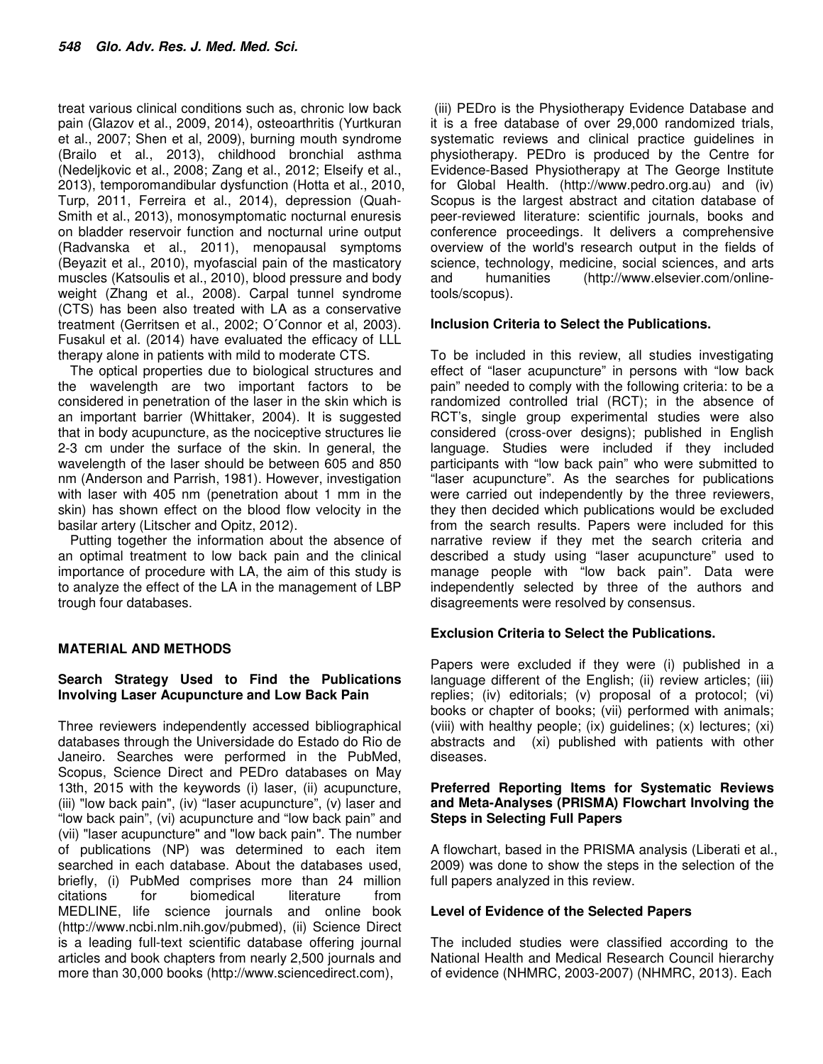treat various clinical conditions such as, chronic low back pain (Glazov et al., 2009, 2014), osteoarthritis (Yurtkuran et al., 2007; Shen et al, 2009), burning mouth syndrome (Brailo et al., 2013), childhood bronchial asthma (Nedeljkovic et al., 2008; Zang et al., 2012; Elseify et al., 2013), temporomandibular dysfunction (Hotta et al., 2010, Turp, 2011, Ferreira et al., 2014), depression (Quah-Smith et al., 2013), monosymptomatic nocturnal enuresis on bladder reservoir function and nocturnal urine output (Radvanska et al., 2011), menopausal symptoms (Beyazit et al., 2010), myofascial pain of the masticatory muscles (Katsoulis et al., 2010), blood pressure and body weight (Zhang et al., 2008). Carpal tunnel syndrome (CTS) has been also treated with LA as a conservative treatment (Gerritsen et al., 2002; O´Connor et al, 2003). Fusakul et al. (2014) have evaluated the efficacy of LLL therapy alone in patients with mild to moderate CTS.

The optical properties due to biological structures and the wavelength are two important factors to be considered in penetration of the laser in the skin which is an important barrier (Whittaker, 2004). It is suggested that in body acupuncture, as the nociceptive structures lie 2-3 cm under the surface of the skin. In general, the wavelength of the laser should be between 605 and 850 nm (Anderson and Parrish, 1981). However, investigation with laser with 405 nm (penetration about 1 mm in the skin) has shown effect on the blood flow velocity in the basilar artery (Litscher and Opitz, 2012).

Putting together the information about the absence of an optimal treatment to low back pain and the clinical importance of procedure with LA, the aim of this study is to analyze the effect of the LA in the management of LBP trough four databases.

## MATERIAL AND METHODS

### Search Strategy Used to Find the Publications Involving Laser Acupuncture and Low Back Pain

Three reviewers independently accessed bibliographical databases through the Universidade do Estado do Rio de Janeiro. Searches were performed in the PubMed, Scopus, Science Direct and PEDro databases on May 13th, 2015 with the keywords (i) laser, (ii) acupuncture, (iii) "low back pain", (iv) "laser acupuncture", (v) laser and "low back pain", (vi) acupuncture and "low back pain" and (vii) "laser acupuncture" and "low back pain". The number of publications (NP) was determined to each item searched in each database. About the databases used, briefly, (i) PubMed comprises more than 24 million citations for biomedical literature from MEDLINE, life science journals and online book (http://www.ncbi.nlm.nih.gov/pubmed), (ii) Science Direct is a leading full-text scientific database offering journal articles and book chapters from nearly 2,500 journals and more than 30,000 books (http://www.sciencedirect.com), (iii) PEDro is the Physiotherapy Evidence Database and it is a free database of over 29,000 randomized trials, systematic reviews and clinical practice guidelines in physiotherapy. PEDro is produced by the Centre for Evidence-Based Physiotherapy at The George Institute for Global Health. (http://www.pedro.org.au) and (iv) Scopus is the largest abstract and citation database of peer-reviewed literature: scientific journals, books and conference proceedings. It delivers a comprehensive overview of the world's research output in the fields of science, technology, medicine, social sciences, and arts and humanities (http://www.elsevier.com/online-tools/scopus).

### Inclusion Criteria to Select the Publications.

To be included in this review, all studies investigating effect of "laser acupuncture" in persons with "low back pain" needed to comply with the following criteria: to be a randomized controlled trial (RCT); in the absence of RCT's, single group experimental studies were also considered (cross-over designs); published in English language. Studies were included if they included participants with "low back pain" who were submitted to "laser acupuncture". As the searches for publications were carried out independently by the three reviewers, they then decided which publications would be excluded from the search results. Papers were included for this narrative review if they met the search criteria and described a study using "laser acupuncture" used to manage people with "low back pain". Data were independently selected by three of the authors and disagreements were resolved by consensus.

### Exclusion Criteria to Select the Publications.

Papers were excluded if they were (i) published in a language different of the English; (ii) review articles; (iii) replies; (iv) editorials; (v) proposal of a protocol; (vi) books or chapter of books; (vii) performed with animals; (viii) with healthy people; (ix) guidelines; (x) lectures; (xi) abstracts and (xi) published with patients with other diseases.

### Preferred Reporting Items for Systematic Reviews and Meta-Analyses (PRISMA) Flowchart Involving the Steps in Selecting Full Papers

A flowchart, based in the PRISMA analysis (Liberati et al., 2009) was done to show the steps in the selection of the full papers analyzed in this review.

### Level of Evidence of the Selected Papers

The included studies were classified according to the National Health and Medical Research Council hierarchy of evidence (NHMRC, 2003-2007) (NHMRC, 2013). Each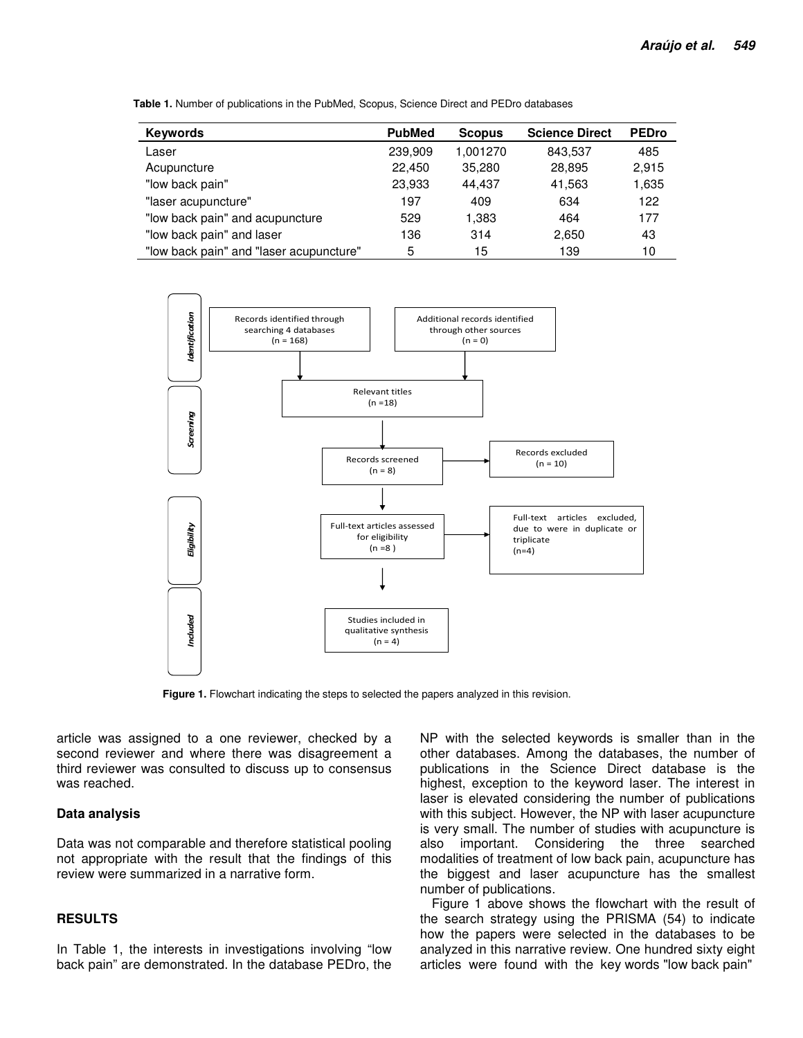**Table 1.** Number of publications in the PubMed, Scopus, Science Direct and PEDro databases

| Keywords | PubMed | Scopus | Science Direct | PEDro |
|---|---|---|---|---|
| Laser | 239,909 | 1,001270 | 843,537 | 485 |
| Acupuncture | 22,450 | 35,280 | 28,895 | 2,915 |
| "low back pain" | 23,933 | 44,437 | 41,563 | 1,635 |
| "laser acupuncture" | 197 | 409 | 634 | 122 |
| "low back pain" and acupuncture | 529 | 1,383 | 464 | 177 |
| "low back pain" and laser | 136 | 314 | 2,650 | 43 |
| "low back pain" and "laser acupuncture" | 5 | 15 | 139 | 10 |

**Figure 1.** Flowchart indicating the steps to selected the papers analyzed in this revision.

article was assigned to a one reviewer, checked by a second reviewer and where there was disagreement a third reviewer was consulted to discuss up to consensus was reached.

### Data analysis

Data was not comparable and therefore statistical pooling not appropriate with the result that the findings of this review were summarized in a narrative form.

## RESULTS

In Table 1, the interests in investigations involving "low back pain" are demonstrated. In the database PEDro, the NP with the selected keywords is smaller than in the other databases. Among the databases, the number of publications in the Science Direct database is the highest, exception to the keyword laser. The interest in laser is elevated considering the number of publications with this subject. However, the NP with laser acupuncture is very small. The number of studies with acupuncture is also important. Considering the three searched modalities of treatment of low back pain, acupuncture has the biggest and laser acupuncture has the smallest number of publications.

Figure 1 above shows the flowchart with the result of the search strategy using the PRISMA (54) to indicate how the papers were selected in the databases to be analyzed in this narrative review. One hundred sixty eight articles were found with the key words "low back pain"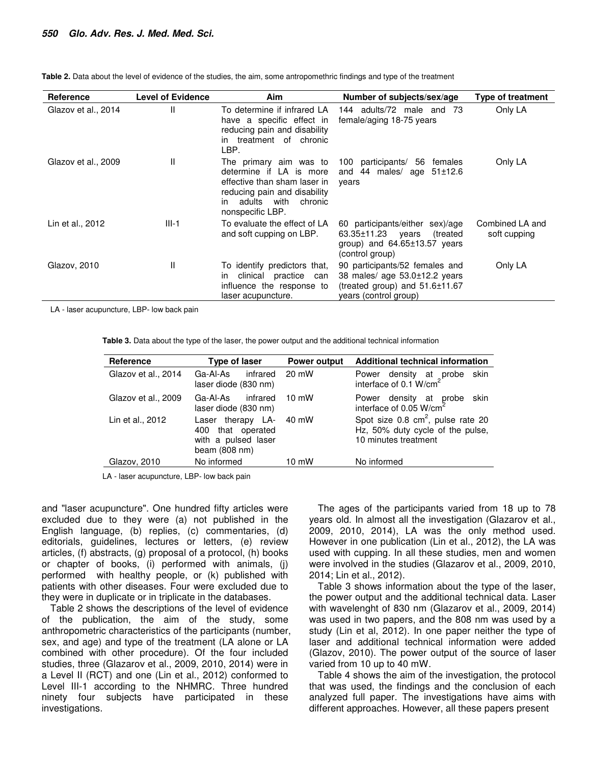**Table 2.** Data about the level of evidence of the studies, the aim, some antropomethric findings and type of the treatment

| Reference | Level of Evidence | Aim | Number of subjects/sex/age | Type of treatment |
|---|---|---|---|---|
| Glazov et al., 2014 | II | To determine if infrared LA have a specific effect in reducing pain and disability in treatment of chronic LBP. | 144 adults/72 male and 73 female/aging 18-75 years | Only LA |
| Glazov et al., 2009 | II | The primary aim was to determine if LA is more effective than sham laser in reducing pain and disability in adults with chronic nonspecific LBP. | 100 participants/ 56 females and 44 males/ age 51±12.6 years | Only LA |
| Lin et al., 2012 | III-1 | To evaluate the effect of LA and soft cupping on LBP. | 60 participants/either sex)/age 63.35±11.23 years (treated group) and 64.65±13.57 years (control group) | Combined LA and soft cupping |
| Glazov, 2010 | II | To identify predictors that, in clinical practice can influence the response to laser acupuncture. | 90 participants/52 females and 38 males/ age 53.0±12.2 years (treated group) and 51.6±11.67 years (control group) | Only LA |

LA - laser acupuncture, LBP- low back pain

**Table 3.** Data about the type of the laser, the power output and the additional technical information

| Reference | Type of laser | Power output | Additional technical information |
|---|---|---|---|
| Glazov et al., 2014 | Ga-Al-As infrared laser diode (830 nm) | 20 mW | Power density at probe skin interface of 0.1 W/cm$^2$ |
| Glazov et al., 2009 | Ga-Al-As infrared laser diode (830 nm) | 10 mW | Power density at probe skin interface of 0.05 W/cm$^2$ |
| Lin et al., 2012 | Laser therapy LA-400 that operated with a pulsed laser beam (808 nm) | 40 mW | Spot size 0.8 cm$^2$, pulse rate 20 Hz, 50% duty cycle of the pulse, 10 minutes treatment |
| Glazov, 2010 | No informed | 10 mW | No informed |

LA - laser acupuncture, LBP- low back pain

and "laser acupuncture". One hundred fifty articles were excluded due to they were (a) not published in the English language, (b) replies, (c) commentaries, (d) editorials, guidelines, lectures or letters, (e) review articles, (f) abstracts, (g) proposal of a protocol, (h) books or chapter of books, (i) performed with animals, (j) performed with healthy people, or (k) published with patients with other diseases. Four were excluded due to they were in duplicate or in triplicate in the databases.

Table 2 shows the descriptions of the level of evidence of the publication, the aim of the study, some anthropometric characteristics of the participants (number, sex, and age) and type of the treatment (LA alone or LA combined with other procedure). Of the four included studies, three (Glazarov et al., 2009, 2010, 2014) were in a Level II (RCT) and one (Lin et al., 2012) conformed to Level III-1 according to the NHMRC. Three hundred ninety four subjects have participated in these investigations.

The ages of the participants varied from 18 up to 78 years old. In almost all the investigation (Glazarov et al., 2009, 2010, 2014), LA was the only method used. However in one publication (Lin et al., 2012), the LA was used with cupping. In all these studies, men and women were involved in the studies (Glazarov et al., 2009, 2010, 2014; Lin et al., 2012).

Table 3 shows information about the type of the laser, the power output and the additional technical data. Laser with wavelenght of 830 nm (Glazarov et al., 2009, 2014) was used in two papers, and the 808 nm was used by a study (Lin et al, 2012). In one paper neither the type of laser and additional technical information were added (Glazov, 2010). The power output of the source of laser varied from 10 up to 40 mW.

Table 4 shows the aim of the investigation, the protocol that was used, the findings and the conclusion of each analyzed full paper. The investigations have aims with different approaches. However, all these papers present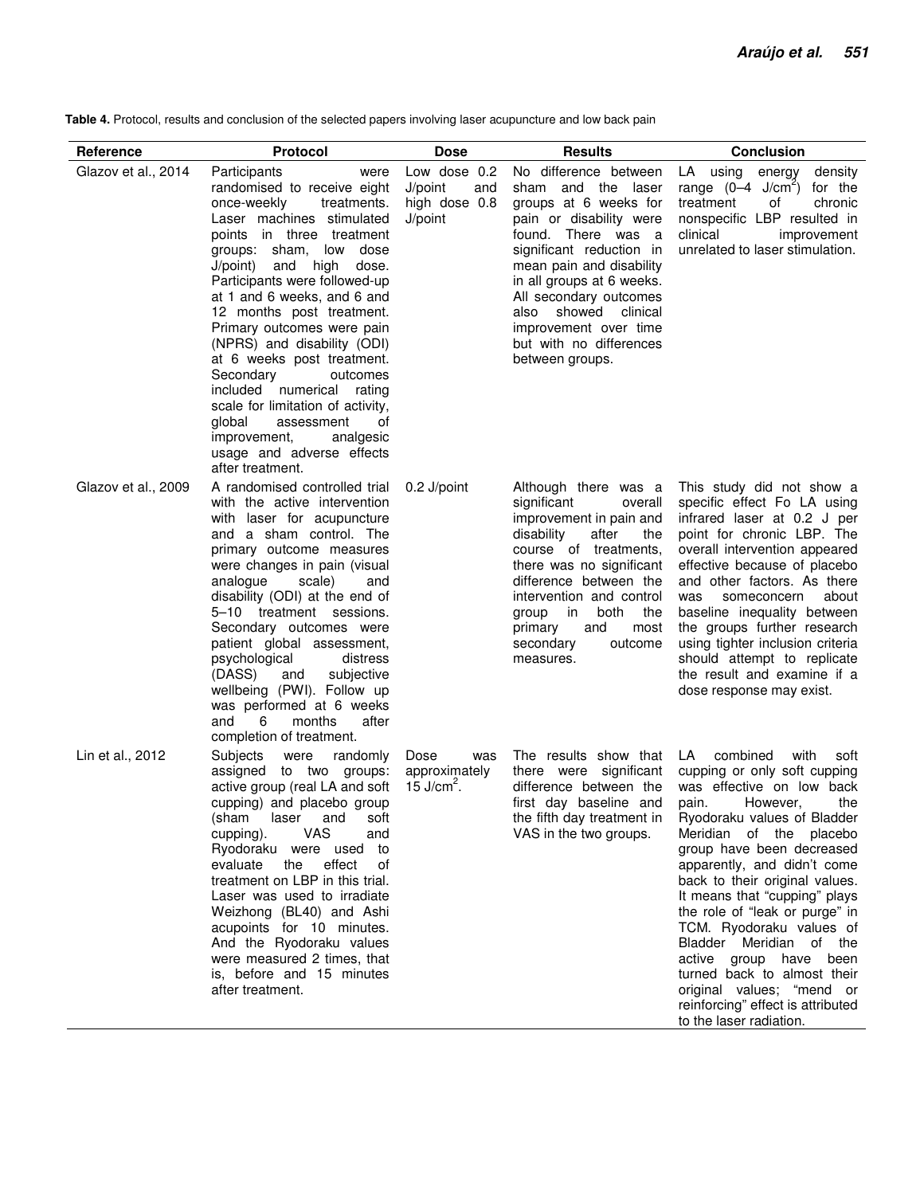**Table 4.** Protocol, results and conclusion of the selected papers involving laser acupuncture and low back pain

| Reference | Protocol | Dose | Results | Conclusion |
|---|---|---|---|---|
| Glazov et al., 2014 | Participants were randomised to receive eight once-weekly treatments. Laser machines stimulated points in three treatment groups: sham, low dose J/point) and high dose. Participants were followed-up at 1 and 6 weeks, and 6 and 12 months post treatment. Primary outcomes were pain (NPRS) and disability (ODI) at 6 weeks post treatment. Secondary outcomes included numerical rating scale for limitation of activity, global assessment of improvement, analgesic usage and adverse effects after treatment. | Low dose 0.2 J/point and high dose 0.8 J/point | No difference between sham and the laser groups at 6 weeks for pain or disability were found. There was a significant reduction in mean pain and disability in all groups at 6 weeks. All secondary outcomes also showed clinical improvement over time but with no differences between groups. | LA using energy density range (0–4 J/cm$^2$) for the treatment of chronic nonspecific LBP resulted in clinical improvement unrelated to laser stimulation. |
| Glazov et al., 2009 | A randomised controlled trial with the active intervention with laser for acupuncture and a sham control. The primary outcome measures were changes in pain (visual analogue scale) and disability (ODI) at the end of 5–10 treatment sessions. Secondary outcomes were patient global assessment, psychological distress (DASS) and subjective wellbeing (PWI). Follow up was performed at 6 weeks and 6 months after completion of treatment. | 0.2 J/point | Although there was a significant overall improvement in pain and disability after the course of treatments, there was no significant difference between the intervention and control group in both the primary and most secondary outcome measures. | This study did not show a specific effect Fo LA using infrared laser at 0.2 J per point for chronic LBP. The overall intervention appeared effective because of placebo and other factors. As there was someconcern about baseline inequality between the groups further research using tighter inclusion criteria should attempt to replicate the result and examine if a dose response may exist. |
| Lin et al., 2012 | Subjects were randomly assigned to two groups: active group (real LA and soft cupping) and placebo group (sham laser and soft cupping). VAS and Ryodoraku were used to evaluate the effect of treatment on LBP in this trial. Laser was used to irradiate Weizhong (BL40) and Ashi acupoints for 10 minutes. And the Ryodoraku values were measured 2 times, that is, before and 15 minutes after treatment. | Dose was approximately 15 J/cm$^2$. | The results show that there were significant difference between the first day baseline and the fifth day treatment in VAS in the two groups. | LA combined with soft cupping or only soft cupping was effective on low back pain. However, the Ryodoraku values of Bladder Meridian of the placebo group have been decreased apparently, and didn't come back to their original values. It means that "cupping" plays the role of "leak or purge" in TCM. Ryodoraku values of Bladder Meridian of the active group have been turned back to almost their original values; "mend or reinforcing" effect is attributed to the laser radiation. |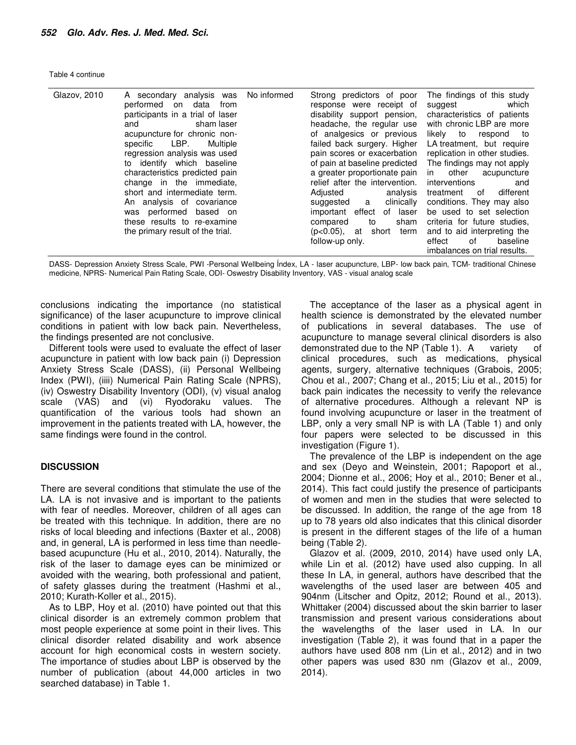Table 4 continue

| | | | | |
|---|---|---|---|---|
| Glazov, 2010 | A secondary analysis was performed on data from participants in a trial of laser and sham laser acupuncture for chronic non-specific LBP. Multiple regression analysis was used to identify which baseline characteristics predicted pain change in the immediate, short and intermediate term. An analysis of covariance was performed based on these results to re-examine the primary result of the trial. | No informed | Strong predictors of poor response were receipt of disability support pension, headache, the regular use of analgesics or previous failed back surgery. Higher pain scores or exacerbation of pain at baseline predicted a greater proportionate pain relief after the intervention. Adjusted analysis suggested a clinically important effect of laser compared to sham ($p<0.05$), at short term follow-up only. | The findings of this study suggest which characteristics of patients with chronic LBP are more likely to respond to LA treatment, but require replication in other studies. The findings may not apply in other acupuncture interventions and treatment of different conditions. They may also be used to set selection criteria for future studies, and to aid interpreting the effect of baseline imbalances on trial results. |

DASS- Depression Anxiety Stress Scale, PWI -Personal Wellbeing Índex, LA - laser acupuncture, LBP- low back pain, TCM- traditional Chinese medicine, NPRS- Numerical Pain Rating Scale, ODI- Oswestry Disability Inventory, VAS - visual analog scale

conclusions indicating the importance (no statistical significance) of the laser acupuncture to improve clinical conditions in patient with low back pain. Nevertheless, the findings presented are not conclusive.

Different tools were used to evaluate the effect of laser acupuncture in patient with low back pain (i) Depression Anxiety Stress Scale (DASS), (ii) Personal Wellbeing Index (PWI), (iiii) Numerical Pain Rating Scale (NPRS), (iv) Oswestry Disability Inventory (ODI), (v) visual analog scale (VAS) and (vi) Ryodoraku values. The quantification of the various tools had shown an improvement in the patients treated with LA, however, the same findings were found in the control.

## DISCUSSION

There are several conditions that stimulate the use of the LA. LA is not invasive and is important to the patients with fear of needles. Moreover, children of all ages can be treated with this technique. In addition, there are no risks of local bleeding and infections (Baxter et al., 2008) and, in general, LA is performed in less time than needle-based acupuncture (Hu et al., 2010, 2014). Naturally, the risk of the laser to damage eyes can be minimized or avoided with the wearing, both professional and patient, of safety glasses during the treatment (Hashmi et al., 2010; Kurath-Koller et al., 2015).

As to LBP, Hoy et al. (2010) have pointed out that this clinical disorder is an extremely common problem that most people experience at some point in their lives. This clinical disorder related disability and work absence account for high economical costs in western society. The importance of studies about LBP is observed by the number of publication (about 44,000 articles in two searched database) in Table 1.

The acceptance of the laser as a physical agent in health science is demonstrated by the elevated number of publications in several databases. The use of acupuncture to manage several clinical disorders is also demonstrated due to the NP (Table 1). A variety of clinical procedures, such as medications, physical agents, surgery, alternative techniques (Grabois, 2005; Chou et al., 2007; Chang et al., 2015; Liu et al., 2015) for back pain indicates the necessity to verify the relevance of alternative procedures. Although a relevant NP is found involving acupuncture or laser in the treatment of LBP, only a very small NP is with LA (Table 1) and only four papers were selected to be discussed in this investigation (Figure 1).

The prevalence of the LBP is independent on the age and sex (Deyo and Weinstein, 2001; Rapoport et al., 2004; Dionne et al., 2006; Hoy et al., 2010; Bener et al., 2014). This fact could justify the presence of participants of women and men in the studies that were selected to be discussed. In addition, the range of the age from 18 up to 78 years old also indicates that this clinical disorder is present in the different stages of the life of a human being (Table 2).

Glazov et al. (2009, 2010, 2014) have used only LA, while Lin et al. (2012) have used also cupping. In all these In LA, in general, authors have described that the wavelengths of the used laser are between 405 and 904nm (Litscher and Opitz, 2012; Round et al., 2013). Whittaker (2004) discussed about the skin barrier to laser transmission and present various considerations about the wavelengths of the laser used in LA. In our investigation (Table 2), it was found that in a paper the authors have used 808 nm (Lin et al., 2012) and in two other papers was used 830 nm (Glazov et al., 2009, 2014).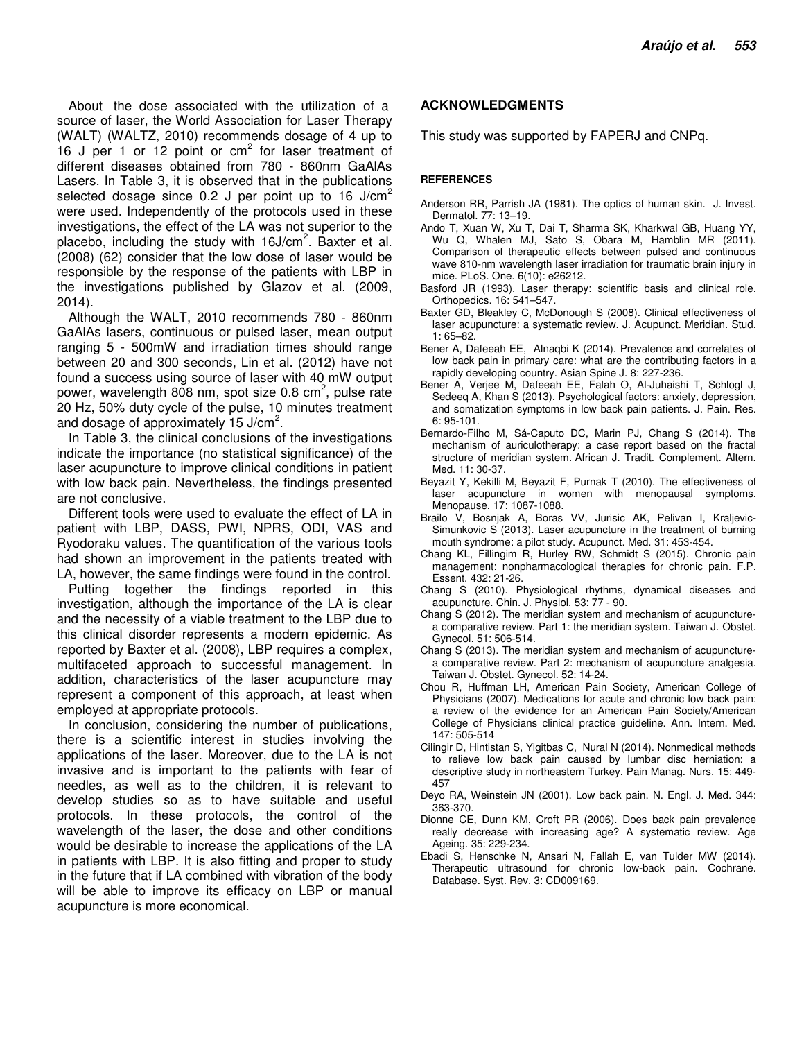About the dose associated with the utilization of a source of laser, the World Association for Laser Therapy (WALT) (WALTZ, 2010) recommends dosage of 4 up to 16 J per 1 or 12 point or $cm^2$ for laser treatment of different diseases obtained from 780 - 860nm GaAlAs Lasers. In Table 3, it is observed that in the publications selected dosage since 0.2 J per point up to 16 $J/cm^2$ were used. Independently of the protocols used in these investigations, the effect of the LA was not superior to the placebo, including the study with $16J/cm^2$. Baxter et al. (2008) (62) consider that the low dose of laser would be responsible by the response of the patients with LBP in the investigations published by Glazov et al. (2009, 2014).

Although the WALT, 2010 recommends 780 - 860nm GaAlAs lasers, continuous or pulsed laser, mean output ranging 5 - 500mW and irradiation times should range between 20 and 300 seconds, Lin et al. (2012) have not found a success using source of laser with 40 mW output power, wavelength 808 nm, spot size 0.8 $cm^2$, pulse rate 20 Hz, 50% duty cycle of the pulse, 10 minutes treatment and dosage of approximately 15 $J/cm^2$.

In Table 3, the clinical conclusions of the investigations indicate the importance (no statistical significance) of the laser acupuncture to improve clinical conditions in patient with low back pain. Nevertheless, the findings presented are not conclusive.

Different tools were used to evaluate the effect of LA in patient with LBP, DASS, PWI, NPRS, ODI, VAS and Ryodoraku values. The quantification of the various tools had shown an improvement in the patients treated with LA, however, the same findings were found in the control.

Putting together the findings reported in this investigation, although the importance of the LA is clear and the necessity of a viable treatment to the LBP due to this clinical disorder represents a modern epidemic. As reported by Baxter et al. (2008), LBP requires a complex, multifaceted approach to successful management. In addition, characteristics of the laser acupuncture may represent a component of this approach, at least when employed at appropriate protocols.

In conclusion, considering the number of publications, there is a scientific interest in studies involving the applications of the laser. Moreover, due to the LA is not invasive and is important to the patients with fear of needles, as well as to the children, it is relevant to develop studies so as to have suitable and useful protocols. In these protocols, the control of the wavelength of the laser, the dose and other conditions would be desirable to increase the applications of the LA in patients with LBP. It is also fitting and proper to study in the future that if LA combined with vibration of the body will be able to improve its efficacy on LBP or manual acupuncture is more economical.

## ACKNOWLEDGMENTS

This study was supported by FAPERJ and CNPq.

### REFERENCES

Anderson RR, Parrish JA (1981). The optics of human skin. J. Invest. Dermatol. 77: 13–19.

Ando T, Xuan W, Xu T, Dai T, Sharma SK, Kharkwal GB, Huang YY, Wu Q, Whalen MJ, Sato S, Obara M, Hamblin MR (2011). Comparison of therapeutic effects between pulsed and continuous wave 810-nm wavelength laser irradiation for traumatic brain injury in mice. PLoS. One. 6(10): e26212.

Basford JR (1993). Laser therapy: scientific basis and clinical role. Orthopedics. 16: 541–547.

Baxter GD, Bleakley C, McDonough S (2008). Clinical effectiveness of laser acupuncture: a systematic review. J. Acupunct. Meridian. Stud. 1: 65–82.

Bener A, Dafeeah EE, Alnaqbi K (2014). Prevalence and correlates of low back pain in primary care: what are the contributing factors in a rapidly developing country. Asian Spine J. 8: 227-236.

Bener A, Verjee M, Dafeeah EE, Falah O, Al-Juhaishi T, Schlogl J, Sedeeq A, Khan S (2013). Psychological factors: anxiety, depression, and somatization symptoms in low back pain patients. J. Pain. Res. 6: 95-101.

Bernardo-Filho M, Sá-Caputo DC, Marin PJ, Chang S (2014). The mechanism of auriculotherapy: a case report based on the fractal structure of meridian system. African J. Tradit. Complement. Altern. Med. 11: 30-37.

Beyazit Y, Kekilli M, Beyazit F, Purnak T (2010). The effectiveness of laser acupuncture in women with menopausal symptoms. Menopause. 17: 1087-1088.

Brailo V, Bosnjak A, Boras VV, Jurisic AK, Pelivan I, Kraljevic-Simunkovic S (2013). Laser acupuncture in the treatment of burning mouth syndrome: a pilot study. Acupunct. Med. 31: 453-454.

Chang KL, Fillingim R, Hurley RW, Schmidt S (2015). Chronic pain management: nonpharmacological therapies for chronic pain. F.P. Essent. 432: 21-26.

Chang S (2010). Physiological rhythms, dynamical diseases and acupuncture. Chin. J. Physiol. 53: 77 - 90.

Chang S (2012). The meridian system and mechanism of acupuncture-a comparative review. Part 1: the meridian system. Taiwan J. Obstet. Gynecol. 51: 506-514.

Chang S (2013). The meridian system and mechanism of acupuncture-a comparative review. Part 2: mechanism of acupuncture analgesia. Taiwan J. Obstet. Gynecol. 52: 14-24.

Chou R, Huffman LH, American Pain Society, American College of Physicians (2007). Medications for acute and chronic low back pain: a review of the evidence for an American Pain Society/American College of Physicians clinical practice guideline. Ann. Intern. Med. 147: 505-514

Cilingir D, Hintistan S, Yigitbas C, Nural N (2014). Nonmedical methods to relieve low back pain caused by lumbar disc herniation: a descriptive study in northeastern Turkey. Pain Manag. Nurs. 15: 449-457

Deyo RA, Weinstein JN (2001). Low back pain. N. Engl. J. Med. 344: 363-370.

Dionne CE, Dunn KM, Croft PR (2006). Does back pain prevalence really decrease with increasing age? A systematic review. Age Ageing. 35: 229-234.

Ebadi S, Henschke N, Ansari N, Fallah E, van Tulder MW (2014). Therapeutic ultrasound for chronic low-back pain. Cochrane. Database. Syst. Rev. 3: CD009169.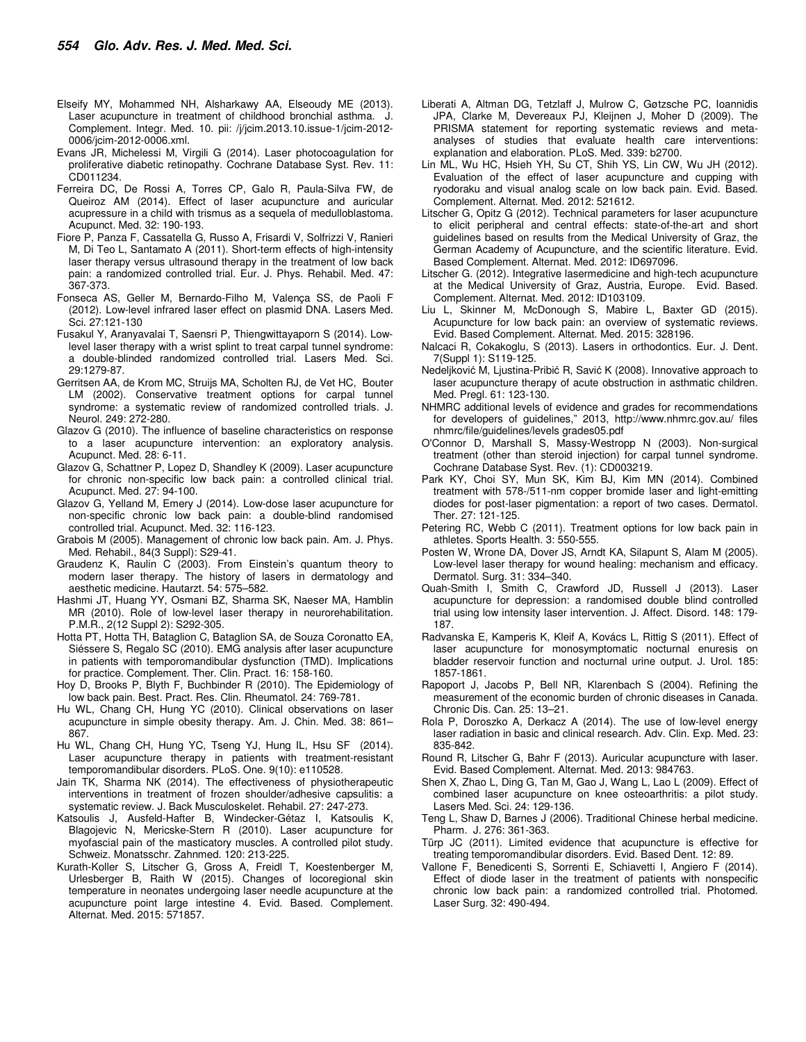Elseify MY, Mohammed NH, Alsharkawy AA, Elseoudy ME (2013). Laser acupuncture in treatment of childhood bronchial asthma. J. Complement. Integr. Med. 10. pii: /j/jcim.2013.10.issue-1/jcim-2012-0006/jcim-2012-0006.xml.

Evans JR, Michelessi M, Virgili G (2014). Laser photocoagulation for proliferative diabetic retinopathy. Cochrane Database Syst. Rev. 11: CD011234.

Ferreira DC, De Rossi A, Torres CP, Galo R, Paula-Silva FW, de Queiroz AM (2014). Effect of laser acupuncture and auricular acupressure in a child with trismus as a sequela of medulloblastoma. Acupunct. Med. 32: 190-193.

Fiore P, Panza F, Cassatella G, Russo A, Frisardi V, Solfrizzi V, Ranieri M, Di Teo L, Santamato A (2011). Short-term effects of high-intensity laser therapy versus ultrasound therapy in the treatment of low back pain: a randomized controlled trial. Eur. J. Phys. Rehabil. Med. 47: 367-373.

Fonseca AS, Geller M, Bernardo-Filho M, Valença SS, de Paoli F (2012). Low-level infrared laser effect on plasmid DNA. Lasers Med. Sci. 27:121-130

Fusakul Y, Aranyavalai T, Saensri P, Thiengwittayaporn S (2014). Low-level laser therapy with a wrist splint to treat carpal tunnel syndrome: a double-blinded randomized controlled trial. Lasers Med. Sci. 29:1279-87.

Gerritsen AA, de Krom MC, Struijs MA, Scholten RJ, de Vet HC, Bouter LM (2002). Conservative treatment options for carpal tunnel syndrome: a systematic review of randomized controlled trials. J. Neurol. 249: 272-280.

Glazov G (2010). The influence of baseline characteristics on response to a laser acupuncture intervention: an exploratory analysis. Acupunct. Med. 28: 6-11.

Glazov G, Schattner P, Lopez D, Shandley K (2009). Laser acupuncture for chronic non-specific low back pain: a controlled clinical trial. Acupunct. Med. 27: 94-100.

Glazov G, Yelland M, Emery J (2014). Low-dose laser acupuncture for non-specific chronic low back pain: a double-blind randomised controlled trial. Acupunct. Med. 32: 116-123.

Grabois M (2005). Management of chronic low back pain. Am. J. Phys. Med. Rehabil., 84(3 Suppl): S29-41.

Graudenz K, Raulin C (2003). From Einstein's quantum theory to modern laser therapy. The history of lasers in dermatology and aesthetic medicine. Hautarzt. 54: 575–582.

Hashmi JT, Huang YY, Osmani BZ, Sharma SK, Naeser MA, Hamblin MR (2010). Role of low-level laser therapy in neurorehabilitation. P.M.R., 2(12 Suppl 2): S292-305.

Hotta PT, Hotta TH, Bataglion C, Bataglion SA, de Souza Coronatto EA, Siéssere S, Regalo SC (2010). EMG analysis after laser acupuncture in patients with temporomandibular dysfunction (TMD). Implications for practice. Complement. Ther. Clin. Pract. 16: 158-160.

Hoy D, Brooks P, Blyth F, Buchbinder R (2010). The Epidemiology of low back pain. Best. Pract. Res. Clin. Rheumatol. 24: 769-781.

Hu WL, Chang CH, Hung YC (2010). Clinical observations on laser acupuncture in simple obesity therapy. Am. J. Chin. Med. 38: 861–867.

Hu WL, Chang CH, Hung YC, Tseng YJ, Hung IL, Hsu SF (2014). Laser acupuncture therapy in patients with treatment-resistant temporomandibular disorders. PLoS. One. 9(10): e110528.

Jain TK, Sharma NK (2014). The effectiveness of physiotherapeutic interventions in treatment of frozen shoulder/adhesive capsulitis: a systematic review. J. Back Musculoskelet. Rehabil. 27: 247-273.

Katsoulis J, Ausfeld-Hafter B, Windecker-Gétaz I, Katsoulis K, Blagojevic N, Mericske-Stern R (2010). Laser acupuncture for myofascial pain of the masticatory muscles. A controlled pilot study. Schweiz. Monatsschr. Zahnmed. 120: 213-225.

Kurath-Koller S, Litscher G, Gross A, Freidl T, Koestenberger M, Urlesberger B, Raith W (2015). Changes of locoregional skin temperature in neonates undergoing laser needle acupuncture at the acupuncture point large intestine 4. Evid. Based. Complement. Alternat. Med. 2015: 571857.

Liberati A, Altman DG, Tetzlaff J, Mulrow C, Gøtzsche PC, Ioannidis JPA, Clarke M, Devereaux PJ, Kleijnen J, Moher D (2009). The PRISMA statement for reporting systematic reviews and meta-analyses of studies that evaluate health care interventions: explanation and elaboration. PLoS. Med. 339: b2700.

Lin ML, Wu HC, Hsieh YH, Su CT, Shih YS, Lin CW, Wu JH (2012). Evaluation of the effect of laser acupuncture and cupping with ryodoraku and visual analog scale on low back pain. Evid. Based. Complement. Alternat. Med. 2012: 521612.

Litscher G, Opitz G (2012). Technical parameters for laser acupuncture to elicit peripheral and central effects: state-of-the-art and short guidelines based on results from the Medical University of Graz, the German Academy of Acupuncture, and the scientific literature. Evid. Based Complement. Alternat. Med. 2012: ID697096.

Litscher G. (2012). Integrative lasermedicine and high-tech acupuncture at the Medical University of Graz, Austria, Europe. Evid. Based. Complement. Alternat. Med. 2012: ID103109.

Liu L, Skinner M, McDonough S, Mabire L, Baxter GD (2015). Acupuncture for low back pain: an overview of systematic reviews. Evid. Based Complement. Alternat. Med. 2015: 328196.

Nalcaci R, Cokakoglu, S (2013). Lasers in orthodontics. Eur. J. Dent. 7(Suppl 1): S119-125.

Nedeljković M, Ljustina-Pribić R, Savić K (2008). Innovative approach to laser acupuncture therapy of acute obstruction in asthmatic children. Med. Pregl. 61: 123-130.

NHMRC additional levels of evidence and grades for recommendations for developers of guidelines," 2013, http://www.nhmrc.gov.au/ files nhmrc/file/guidelines/levels grades05.pdf

O'Connor D, Marshall S, Massy-Westropp N (2003). Non-surgical treatment (other than steroid injection) for carpal tunnel syndrome. Cochrane Database Syst. Rev. (1): CD003219.

Park KY, Choi SY, Mun SK, Kim BJ, Kim MN (2014). Combined treatment with 578-/511-nm copper bromide laser and light-emitting diodes for post-laser pigmentation: a report of two cases. Dermatol. Ther. 27: 121-125.

Petering RC, Webb C (2011). Treatment options for low back pain in athletes. Sports Health. 3: 550-555.

Posten W, Wrone DA, Dover JS, Arndt KA, Silapunt S, Alam M (2005). Low-level laser therapy for wound healing: mechanism and efficacy. Dermatol. Surg. 31: 334–340.

Quah-Smith I, Smith C, Crawford JD, Russell J (2013). Laser acupuncture for depression: a randomised double blind controlled trial using low intensity laser intervention. J. Affect. Disord. 148: 179-187.

Radvanska E, Kamperis K, Kleif A, Kovács L, Rittig S (2011). Effect of laser acupuncture for monosymptomatic nocturnal enuresis on bladder reservoir function and nocturnal urine output. J. Urol. 185: 1857-1861.

Rapoport J, Jacobs P, Bell NR, Klarenbach S (2004). Refining the measurement of the economic burden of chronic diseases in Canada. Chronic Dis. Can. 25: 13–21.

Rola P, Doroszko A, Derkacz A (2014). The use of low-level energy laser radiation in basic and clinical research. Adv. Clin. Exp. Med. 23: 835-842.

Round R, Litscher G, Bahr F (2013). Auricular acupuncture with laser. Evid. Based Complement. Alternat. Med. 2013: 984763.

Shen X, Zhao L, Ding G, Tan M, Gao J, Wang L, Lao L (2009). Effect of combined laser acupuncture on knee osteoarthritis: a pilot study. Lasers Med. Sci. 24: 129-136.

Teng L, Shaw D, Barnes J (2006). Traditional Chinese herbal medicine. Pharm. J. 276: 361-363.

Türp JC (2011). Limited evidence that acupuncture is effective for treating temporomandibular disorders. Evid. Based Dent. 12: 89.

Vallone F, Benedicenti S, Sorrenti E, Schiavetti I, Angiero F (2014). Effect of diode laser in the treatment of patients with nonspecific chronic low back pain: a randomized controlled trial. Photomed. Laser Surg. 32: 490-494.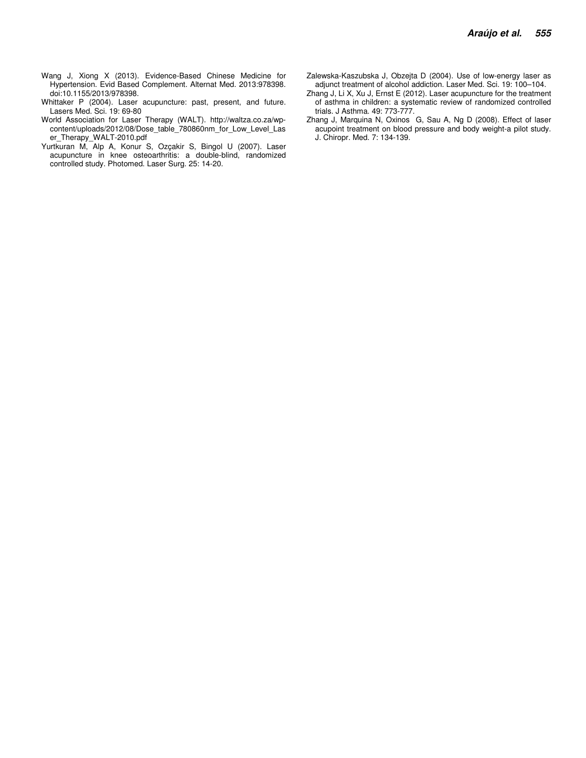Wang J, Xiong X (2013). Evidence-Based Chinese Medicine for Hypertension. Evid Based Complement. Alternat Med. 2013:978398. doi:10.1155/2013/978398.

Whittaker P (2004). Laser acupuncture: past, present, and future. Lasers Med. Sci. 19: 69-80

World Association for Laser Therapy (WALT). http://waltza.co.za/wp-content/uploads/2012/08/Dose_table_780860nm_for_Low_Level_Laser_Therapy_WALT-2010.pdf

Yurtkuran M, Alp A, Konur S, Ozçakir S, Bingol U (2007). Laser acupuncture in knee osteoarthritis: a double-blind, randomized controlled study. Photomed. Laser Surg. 25: 14-20.

Zalewska-Kaszubska J, Obzejta D (2004). Use of low-energy laser as adjunct treatment of alcohol addiction. Laser Med. Sci. 19: 100–104.

Zhang J, Li X, Xu J, Ernst E (2012). Laser acupuncture for the treatment of asthma in children: a systematic review of randomized controlled trials. J Asthma. 49: 773-777.

Zhang J, Marquina N, Oxinos G, Sau A, Ng D (2008). Effect of laser acupoint treatment on blood pressure and body weight-a pilot study. J. Chiropr. Med. 7: 134-139.